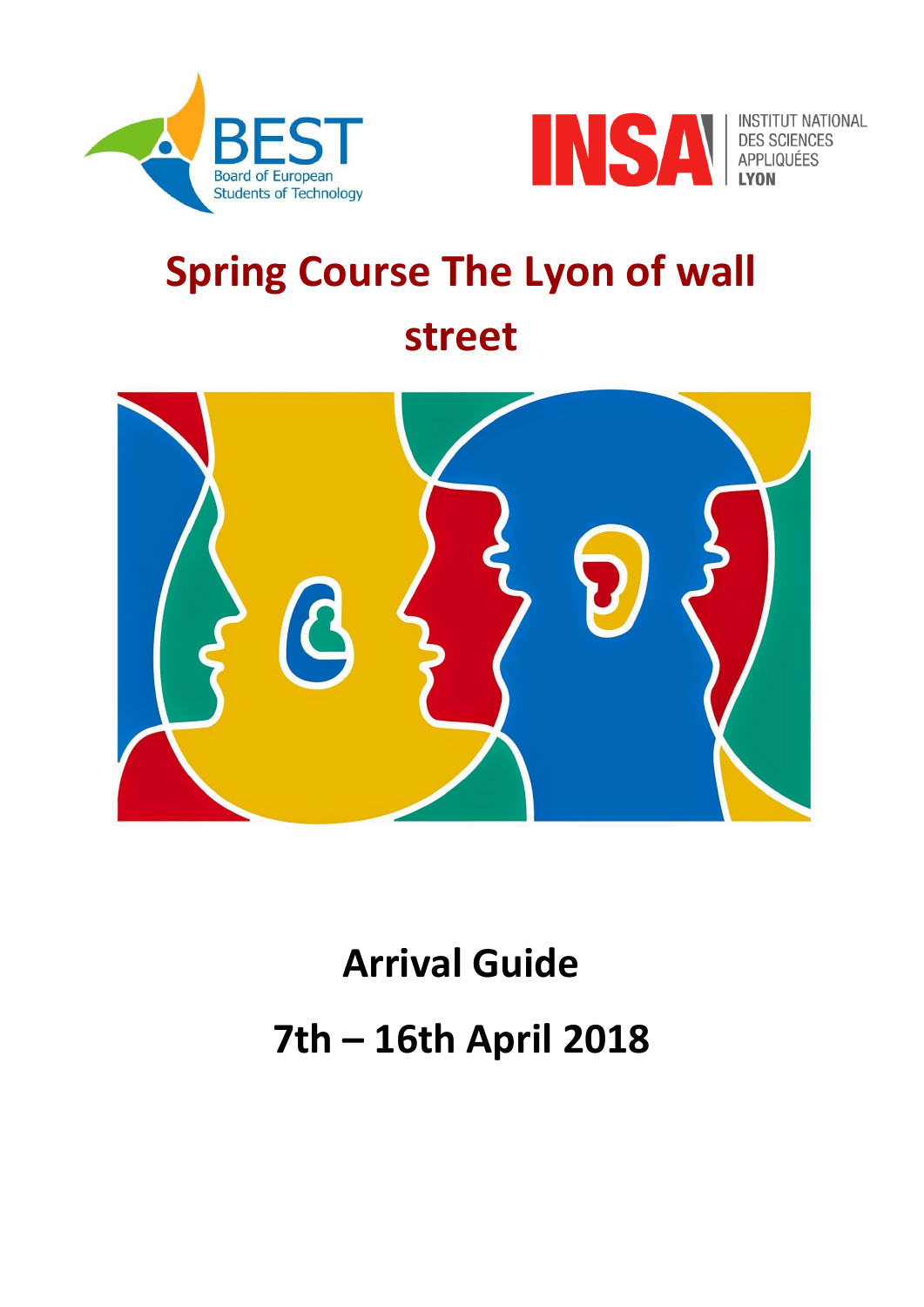# Spring Course The Lyon of wall street

## Arrival Guide

## 7th – 16th April 2018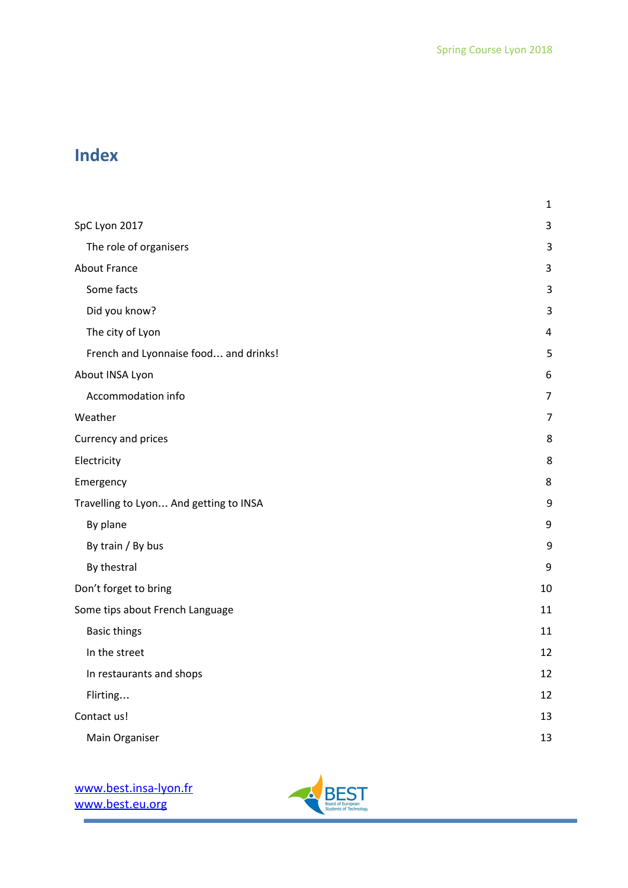# Index

| | |
|---|---|
| | 1 |
| SpC Lyon 2017 | 3 |
| The role of organisers | 3 |
| About France | 3 |
| Some facts | 3 |
| Did you know? | 3 |
| The city of Lyon | 4 |
| French and Lyonnaise food… and drinks! | 5 |
| About INSA Lyon | 6 |
| Accommodation info | 7 |
| Weather | 7 |
| Currency and prices | 8 |
| Electricity | 8 |
| Emergency | 8 |
| Travelling to Lyon… And getting to INSA | 9 |
| By plane | 9 |
| By train / By bus | 9 |
| By thestral | 9 |
| Don't forget to bring | 10 |
| Some tips about French Language | 11 |
| Basic things | 11 |
| In the street | 12 |
| In restaurants and shops | 12 |
| Flirting… | 12 |
| Contact us! | 13 |
| Main Organiser | 13 |

www.best.insa-lyon.fr
www.best.eu.org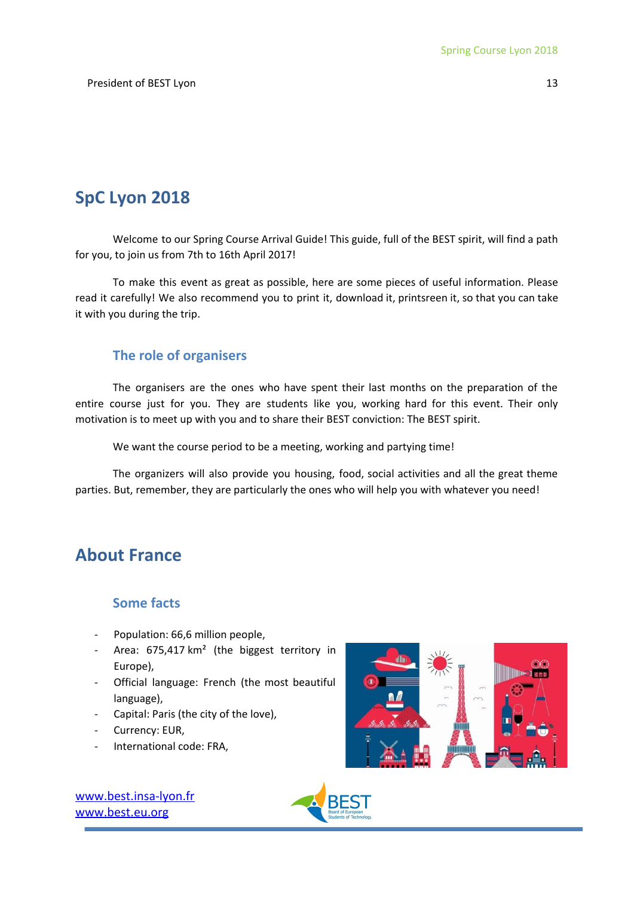President of BEST Lyon

# SpC Lyon 2018

Welcome to our Spring Course Arrival Guide! This guide, full of the BEST spirit, will find a path for you, to join us from 7th to 16th April 2017!

To make this event as great as possible, here are some pieces of useful information. Please read it carefully! We also recommend you to print it, download it, printsreen it, so that you can take it with you during the trip.

## The role of organisers

The organisers are the ones who have spent their last months on the preparation of the entire course just for you. They are students like you, working hard for this event. Their only motivation is to meet up with you and to share their BEST conviction: The BEST spirit.

We want the course period to be a meeting, working and partying time!

The organizers will also provide you housing, food, social activities and all the great theme parties. But, remember, they are particularly the ones who will help you with whatever you need!

# About France

## Some facts

- Population: 66,6 million people,
- Area: 675,417 km² (the biggest territory in Europe),
- Official language: French (the most beautiful language),
- Capital: Paris (the city of the love),
- Currency: EUR,
- International code: FRA,

www.best.insa-lyon.fr
www.best.eu.org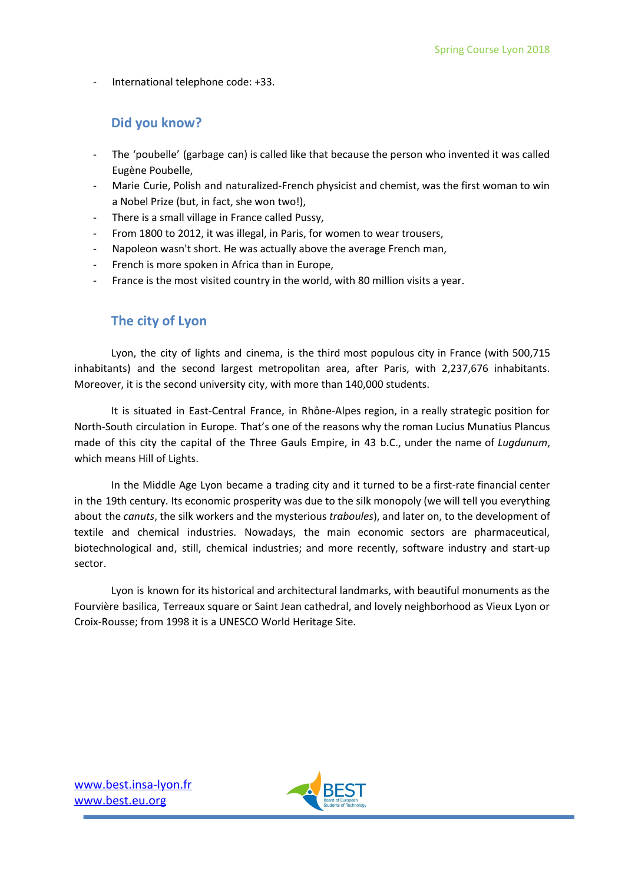- International telephone code: +33.

## Did you know?

- The 'poubelle' (garbage can) is called like that because the person who invented it was called Eugène Poubelle,
- Marie Curie, Polish and naturalized-French physicist and chemist, was the first woman to win a Nobel Prize (but, in fact, she won two!),
- There is a small village in France called Pussy,
- From 1800 to 2012, it was illegal, in Paris, for women to wear trousers,
- Napoleon wasn't short. He was actually above the average French man,
- French is more spoken in Africa than in Europe,
- France is the most visited country in the world, with 80 million visits a year.

## The city of Lyon

Lyon, the city of lights and cinema, is the third most populous city in France (with 500,715 inhabitants) and the second largest metropolitan area, after Paris, with 2,237,676 inhabitants. Moreover, it is the second university city, with more than 140,000 students.

It is situated in East-Central France, in Rhône-Alpes region, in a really strategic position for North-South circulation in Europe. That's one of the reasons why the roman Lucius Munatius Plancus made of this city the capital of the Three Gauls Empire, in 43 b.C., under the name of *Lugdunum*, which means Hill of Lights.

In the Middle Age Lyon became a trading city and it turned to be a first-rate financial center in the 19th century. Its economic prosperity was due to the silk monopoly (we will tell you everything about the *canuts*, the silk workers and the mysterious *traboules*), and later on, to the development of textile and chemical industries. Nowadays, the main economic sectors are pharmaceutical, biotechnological and, still, chemical industries; and more recently, software industry and start-up sector.

Lyon is known for its historical and architectural landmarks, with beautiful monuments as the Fourvière basilica, Terreaux square or Saint Jean cathedral, and lovely neighborhood as Vieux Lyon or Croix-Rousse; from 1998 it is a UNESCO World Heritage Site.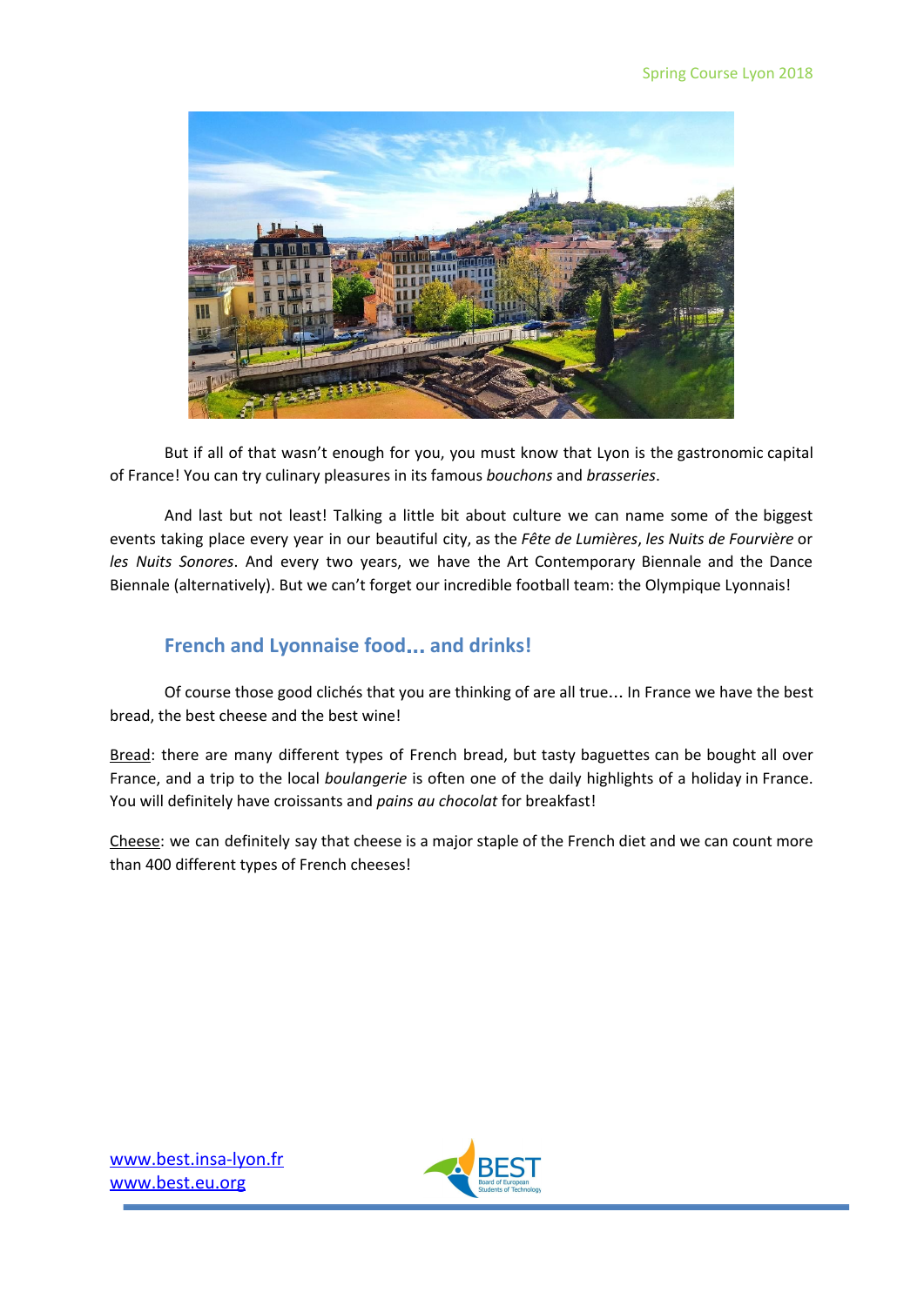But if all of that wasn't enough for you, you must know that Lyon is the gastronomic capital of France! You can try culinary pleasures in its famous *bouchons* and *brasseries*.

And last but not least! Talking a little bit about culture we can name some of the biggest events taking place every year in our beautiful city, as the *Fête de Lumières*, *les Nuits de Fourvière* or *les Nuits Sonores*. And every two years, we have the Art Contemporary Biennale and the Dance Biennale (alternatively). But we can't forget our incredible football team: the Olympique Lyonnais!

## French and Lyonnaise food… and drinks!

Of course those good clichés that you are thinking of are all true… In France we have the best bread, the best cheese and the best wine!

Bread: there are many different types of French bread, but tasty baguettes can be bought all over France, and a trip to the local *boulangerie* is often one of the daily highlights of a holiday in France. You will definitely have croissants and *pains au chocolat* for breakfast!

Cheese: we can definitely say that cheese is a major staple of the French diet and we can count more than 400 different types of French cheeses!

www.best.insa-lyon.fr
www.best.eu.org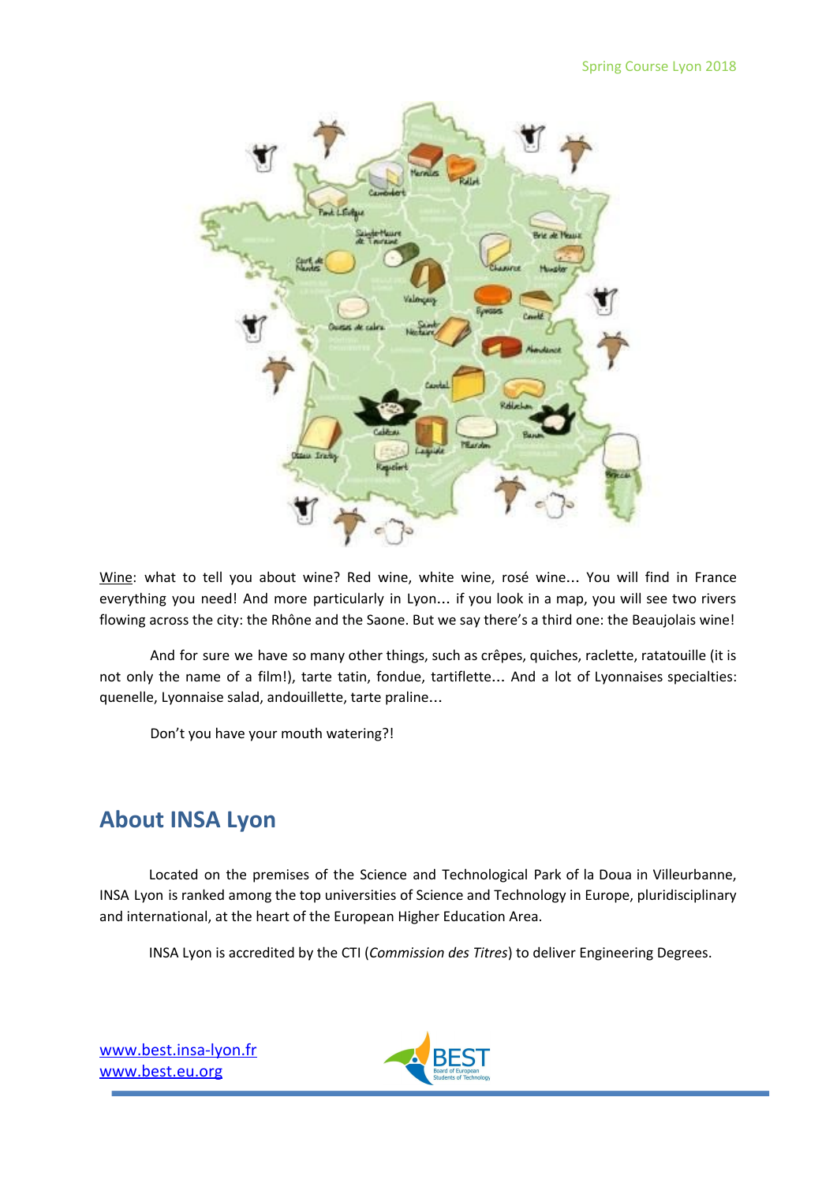Wine: what to tell you about wine? Red wine, white wine, rosé wine… You will find in France everything you need! And more particularly in Lyon… if you look in a map, you will see two rivers flowing across the city: the Rhône and the Saone. But we say there's a third one: the Beaujolais wine!

And for sure we have so many other things, such as crêpes, quiches, raclette, ratatouille (it is not only the name of a film!), tarte tatin, fondue, tartiflette… And a lot of Lyonnaises specialties: quenelle, Lyonnaise salad, andouillette, tarte praline…

Don't you have your mouth watering?!

## About INSA Lyon

Located on the premises of the Science and Technological Park of la Doua in Villeurbanne, INSA Lyon is ranked among the top universities of Science and Technology in Europe, pluridisciplinary and international, at the heart of the European Higher Education Area.

INSA Lyon is accredited by the CTI (*Commission des Titres*) to deliver Engineering Degrees.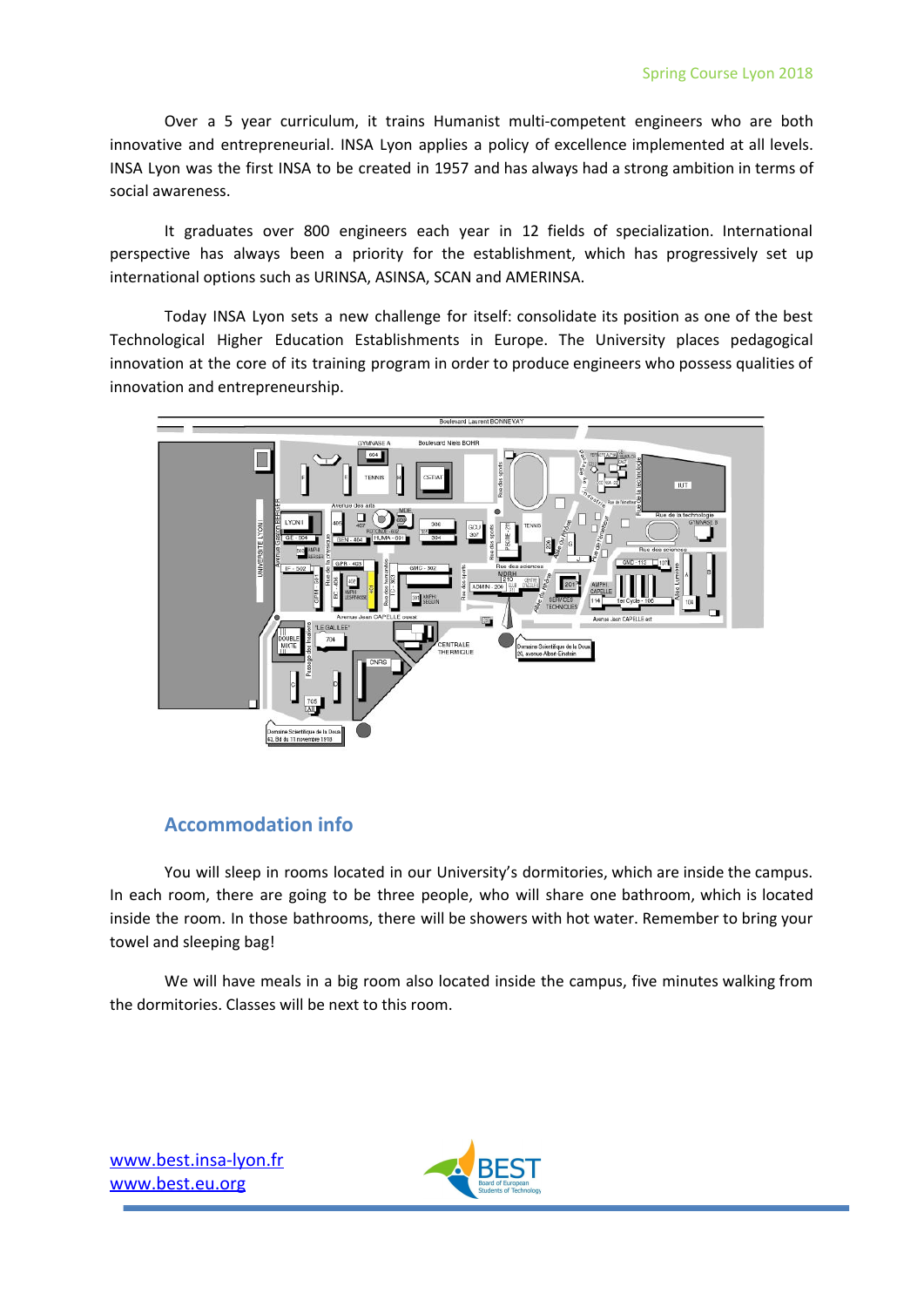Over a 5 year curriculum, it trains Humanist multi-competent engineers who are both innovative and entrepreneurial. INSA Lyon applies a policy of excellence implemented at all levels. INSA Lyon was the first INSA to be created in 1957 and has always had a strong ambition in terms of social awareness.

It graduates over 800 engineers each year in 12 fields of specialization. International perspective has always been a priority for the establishment, which has progressively set up international options such as URINSA, ASINSA, SCAN and AMERINSA.

Today INSA Lyon sets a new challenge for itself: consolidate its position as one of the best Technological Higher Education Establishments in Europe. The University places pedagogical innovation at the core of its training program in order to produce engineers who possess qualities of innovation and entrepreneurship.

## Accommodation info

You will sleep in rooms located in our University's dormitories, which are inside the campus. In each room, there are going to be three people, who will share one bathroom, which is located inside the room. In those bathrooms, there will be showers with hot water. Remember to bring your towel and sleeping bag!

We will have meals in a big room also located inside the campus, five minutes walking from the dormitories. Classes will be next to this room.

[www.best.insa-lyon.fr](http://www.best.insa-lyon.fr)
[www.best.eu.org](http://www.best.eu.org)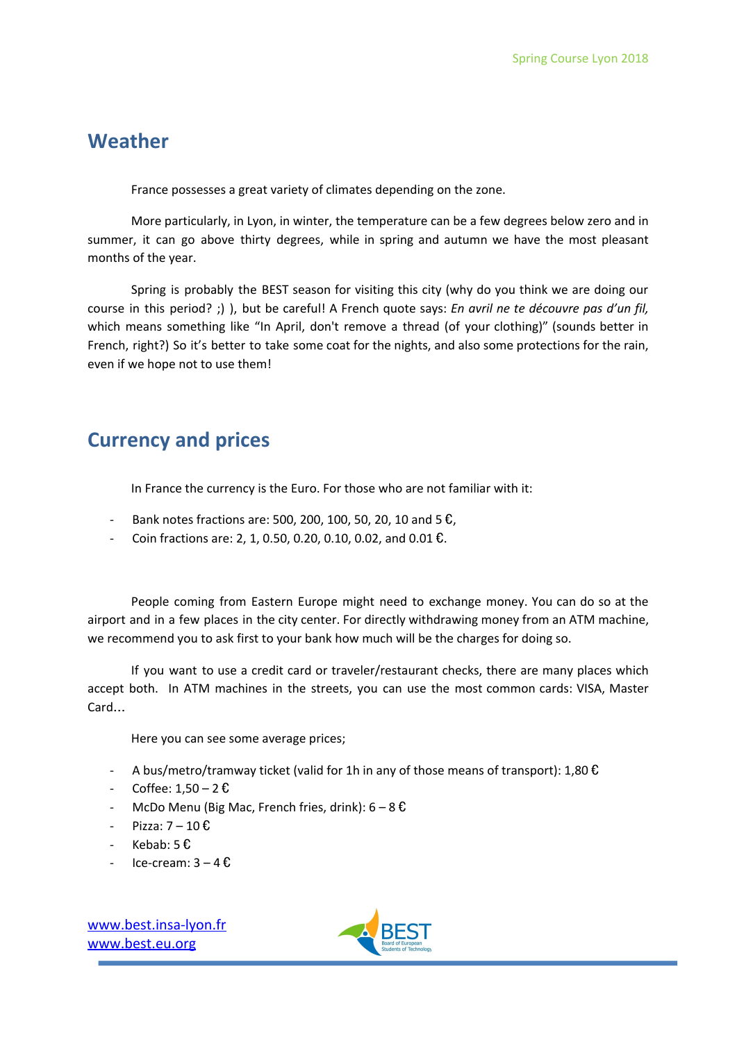## Weather

France possesses a great variety of climates depending on the zone.

More particularly, in Lyon, in winter, the temperature can be a few degrees below zero and in summer, it can go above thirty degrees, while in spring and autumn we have the most pleasant months of the year.

Spring is probably the BEST season for visiting this city (why do you think we are doing our course in this period? ;) ), but be careful! A French quote says: *En avril ne te découvre pas d'un fil,* which means something like "In April, don't remove a thread (of your clothing)" (sounds better in French, right?) So it's better to take some coat for the nights, and also some protections for the rain, even if we hope not to use them!

## Currency and prices

In France the currency is the Euro. For those who are not familiar with it:

- Bank notes fractions are: 500, 200, 100, 50, 20, 10 and 5 €,
- Coin fractions are: 2, 1, 0.50, 0.20, 0.10, 0.02, and 0.01 €.

People coming from Eastern Europe might need to exchange money. You can do so at the airport and in a few places in the city center. For directly withdrawing money from an ATM machine, we recommend you to ask first to your bank how much will be the charges for doing so.

If you want to use a credit card or traveler/restaurant checks, there are many places which accept both. In ATM machines in the streets, you can use the most common cards: VISA, Master Card…

Here you can see some average prices;

- A bus/metro/tramway ticket (valid for 1h in any of those means of transport): 1,80 €
- Coffee: 1,50 – 2 €
- McDo Menu (Big Mac, French fries, drink): 6 – 8 €
- Pizza: 7 – 10 €
- Kebab: 5 €
- Ice-cream: 3 – 4 €

www.best.insa-lyon.fr
www.best.eu.org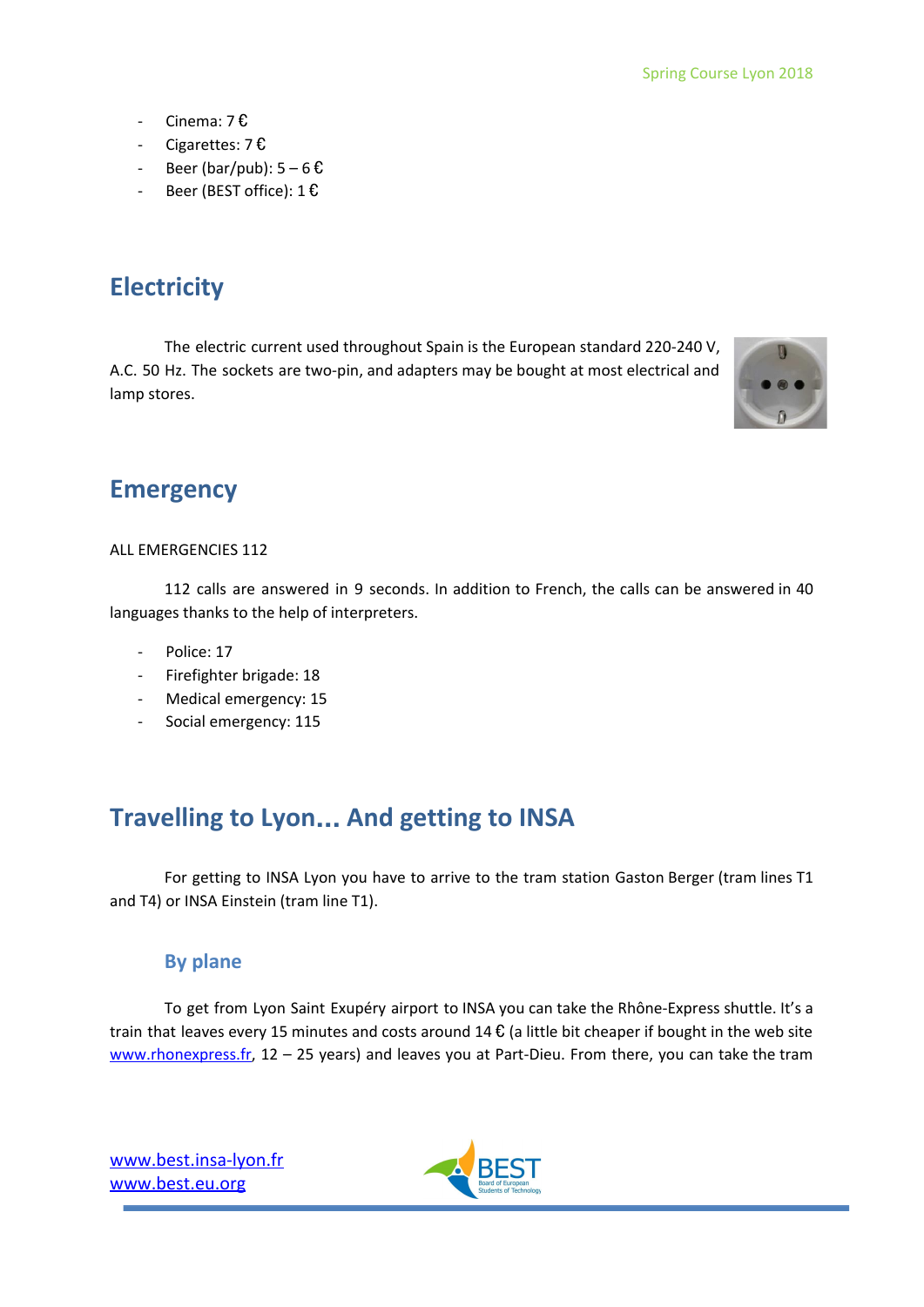- Cinema: 7 €
- Cigarettes: 7 €
- Beer (bar/pub): 5 – 6 €
- Beer (BEST office): 1 €

## Electricity

The electric current used throughout Spain is the European standard 220-240 V, A.C. 50 Hz. The sockets are two-pin, and adapters may be bought at most electrical and lamp stores.

## Emergency

ALL EMERGENCIES 112

112 calls are answered in 9 seconds. In addition to French, the calls can be answered in 40 languages thanks to the help of interpreters.

- Police: 17
- Firefighter brigade: 18
- Medical emergency: 15
- Social emergency: 115

## Travelling to Lyon... And getting to INSA

For getting to INSA Lyon you have to arrive to the tram station Gaston Berger (tram lines T1 and T4) or INSA Einstein (tram line T1).

### By plane

To get from Lyon Saint Exupéry airport to INSA you can take the Rhône-Express shuttle. It's a train that leaves every 15 minutes and costs around 14 € (a little bit cheaper if bought in the web site www.rhonexpress.fr, 12 – 25 years) and leaves you at Part-Dieu. From there, you can take the tram

www.best.insa-lyon.fr
www.best.eu.org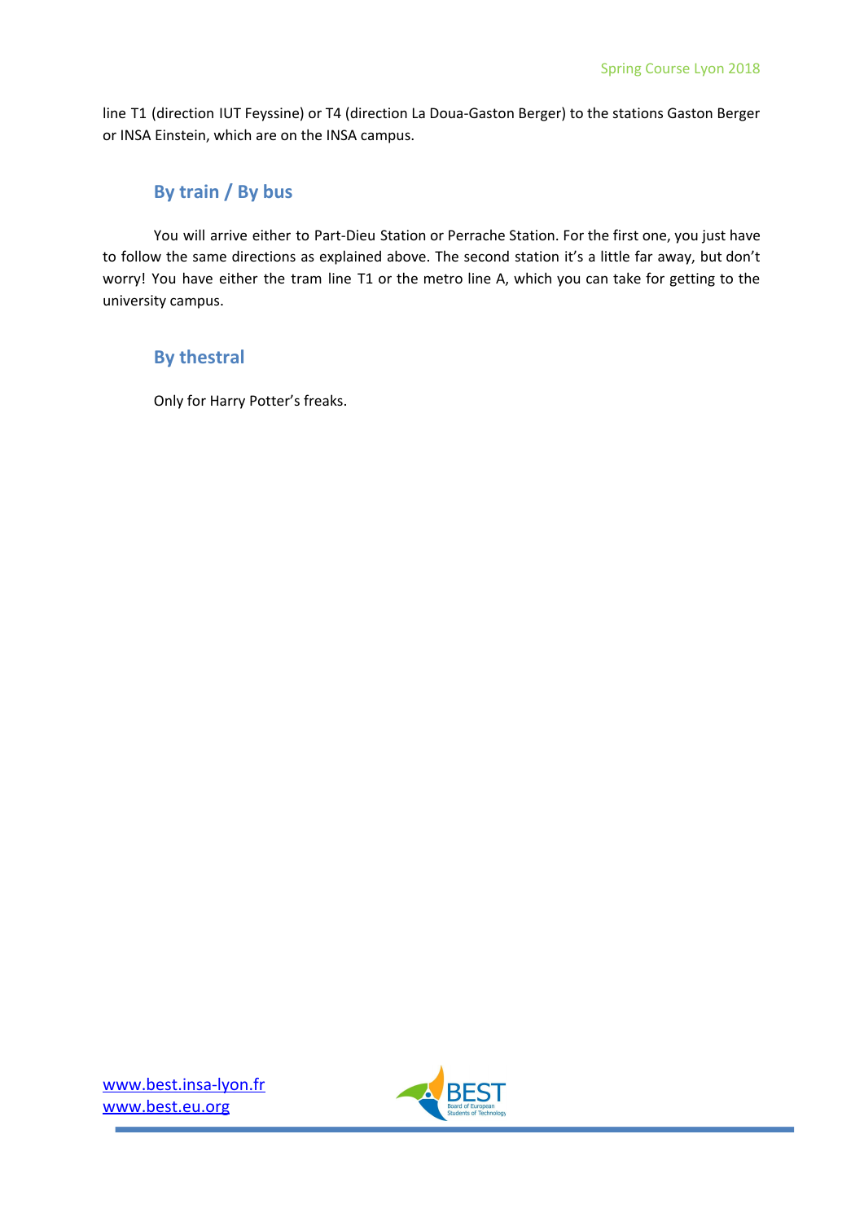line T1 (direction IUT Feyssine) or T4 (direction La Doua-Gaston Berger) to the stations Gaston Berger or INSA Einstein, which are on the INSA campus.

### By train / By bus

You will arrive either to Part-Dieu Station or Perrache Station. For the first one, you just have to follow the same directions as explained above. The second station it's a little far away, but don't worry! You have either the tram line T1 or the metro line A, which you can take for getting to the university campus.

### By thestral

Only for Harry Potter's freaks.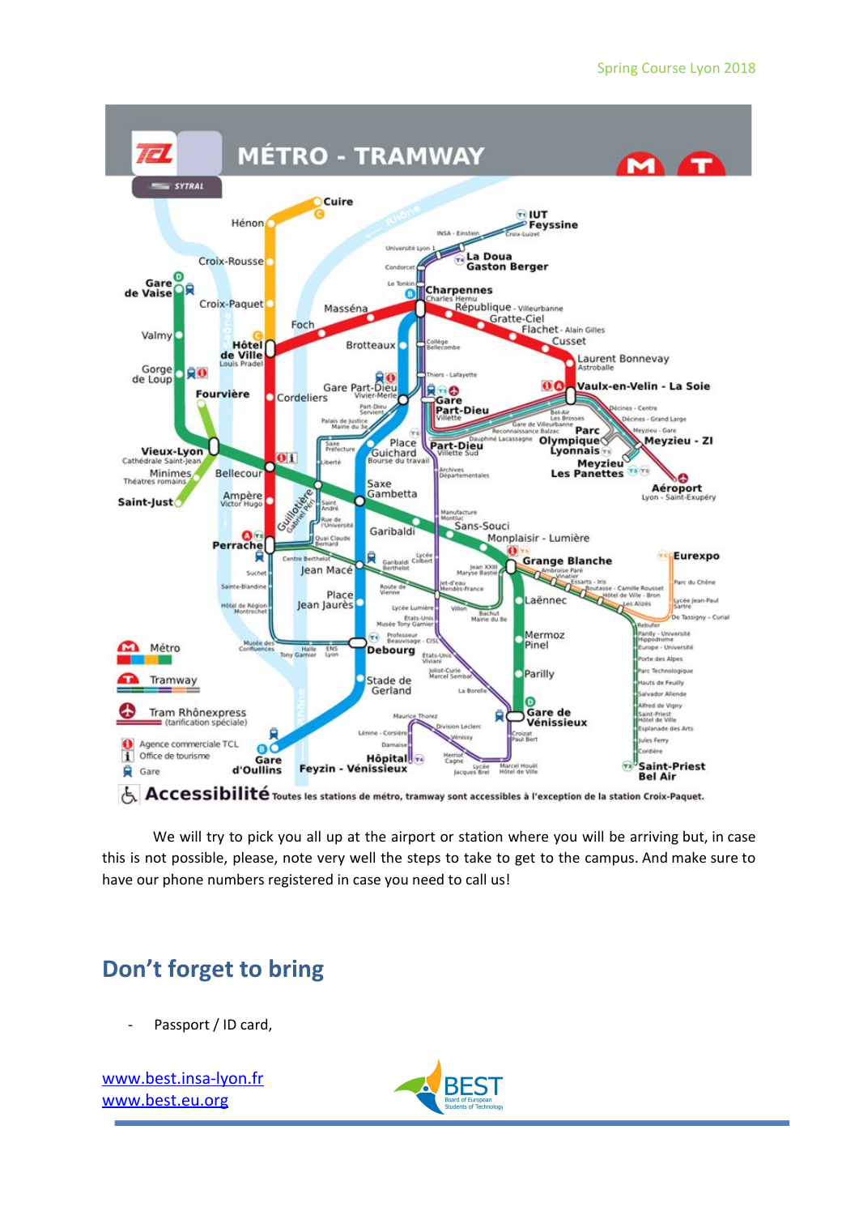We will try to pick you all up at the airport or station where you will be arriving but, in case this is not possible, please, note very well the steps to take to get to the campus. And make sure to have our phone numbers registered in case you need to call us!

## Don't forget to bring

- Passport / ID card,

www.best.insa-lyon.fr
www.best.eu.org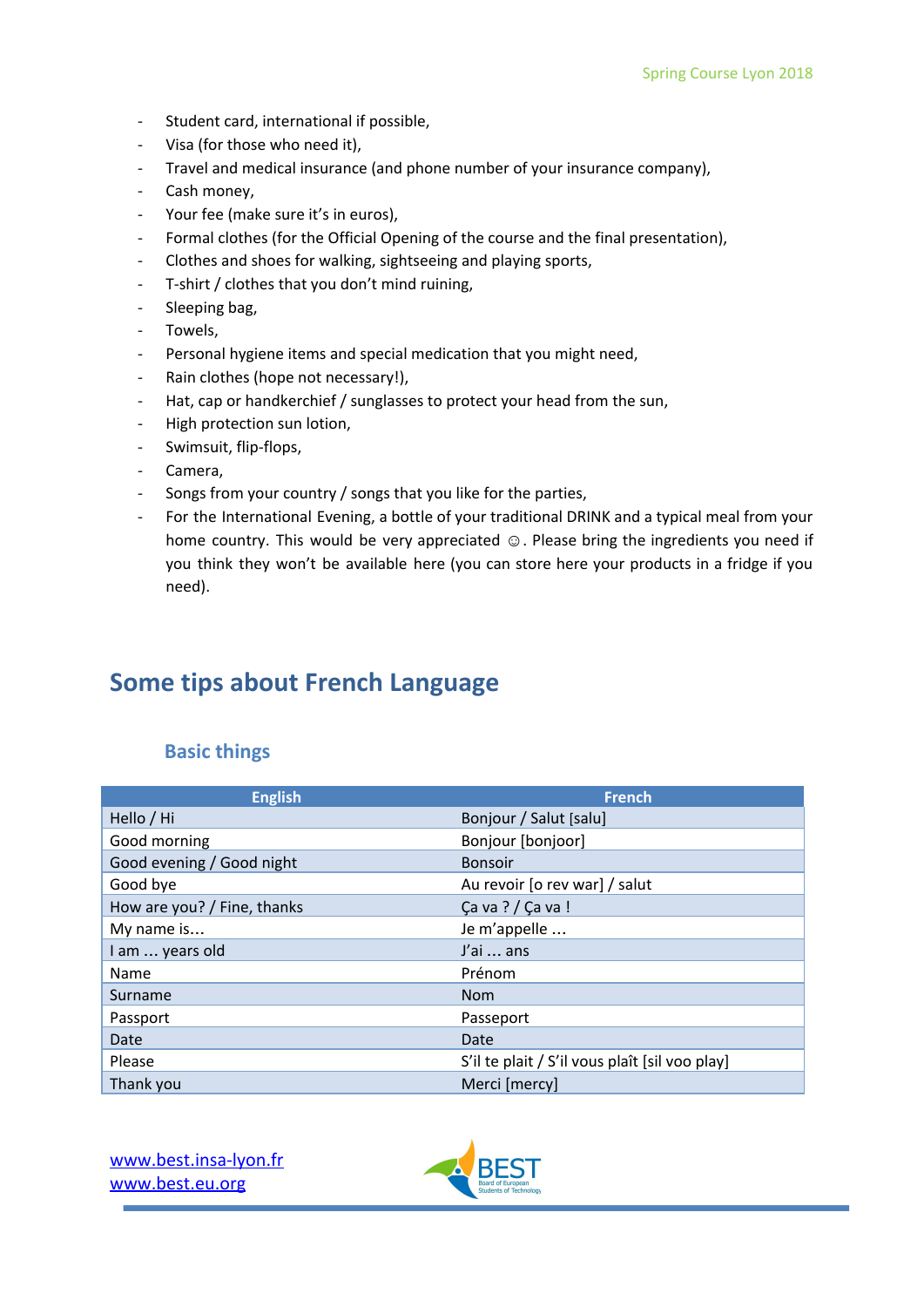- Student card, international if possible,
- Visa (for those who need it),
- Travel and medical insurance (and phone number of your insurance company),
- Cash money,
- Your fee (make sure it's in euros),
- Formal clothes (for the Official Opening of the course and the final presentation),
- Clothes and shoes for walking, sightseeing and playing sports,
- T-shirt / clothes that you don't mind ruining,
- Sleeping bag,
- Towels,
- Personal hygiene items and special medication that you might need,
- Rain clothes (hope not necessary!),
- Hat, cap or handkerchief / sunglasses to protect your head from the sun,
- High protection sun lotion,
- Swimsuit, flip-flops,
- Camera,
- Songs from your country / songs that you like for the parties,
- For the International Evening, a bottle of your traditional DRINK and a typical meal from your home country. This would be very appreciated ☺. Please bring the ingredients you need if you think they won't be available here (you can store here your products in a fridge if you need).

# Some tips about French Language

## Basic things

| English | French |
|---|---|
| Hello / Hi | Bonjour / Salut [salu] |
| Good morning | Bonjour [bonjoor] |
| Good evening / Good night | Bonsoir |
| Good bye | Au revoir [o rev war] / salut |
| How are you? / Fine, thanks | Ça va ? / Ça va ! |
| My name is… | Je m'appelle … |
| I am … years old | J'ai … ans |
| Name | Prénom |
| Surname | Nom |
| Passport | Passeport |
| Date | Date |
| Please | S'il te plait / S'il vous plaît [sil voo play] |
| Thank you | Merci [mercy] |

www.best.insa-lyon.fr
www.best.eu.org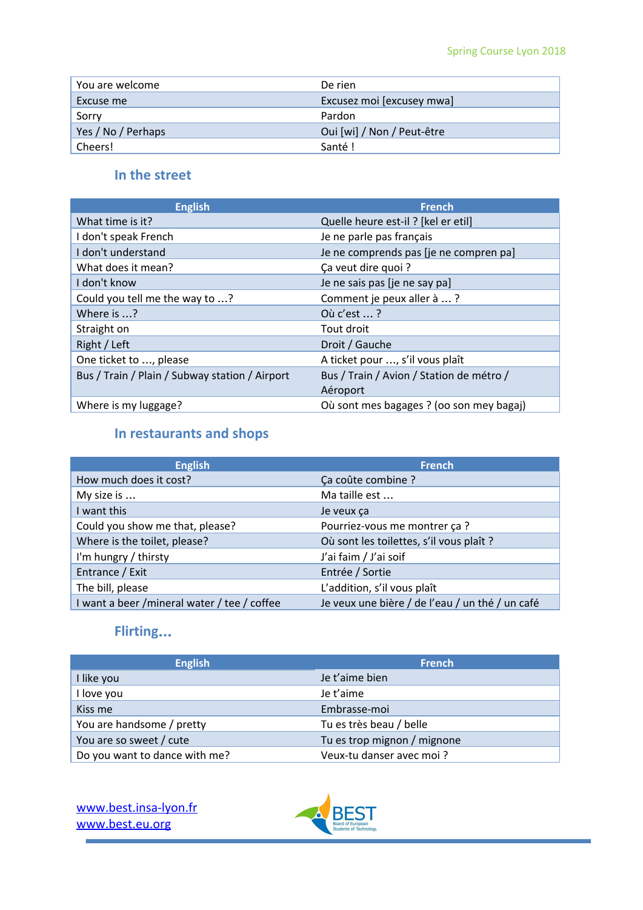| | |
|---|---|
| You are welcome | De rien |
| Excuse me | Excusez moi [excusey mwa] |
| Sorry | Pardon |
| Yes / No / Perhaps | Oui [wi] / Non / Peut-être |
| Cheers! | Santé ! |

## In the street

| English | French |
|---|---|
| What time is it? | Quelle heure est-il ? [kel er etil] |
| I don't speak French | Je ne parle pas français |
| I don't understand | Je ne comprends pas [je ne compren pa] |
| What does it mean? | Ça veut dire quoi ? |
| I don't know | Je ne sais pas [je ne say pa] |
| Could you tell me the way to …? | Comment je peux aller à … ? |
| Where is …? | Où c'est … ? |
| Straight on | Tout droit |
| Right / Left | Droit / Gauche |
| One ticket to …, please | A ticket pour …, s'il vous plaît |
| Bus / Train / Plain / Subway station / Airport | Bus / Train / Avion / Station de métro / Aéroport |
| Where is my luggage? | Où sont mes bagages ? (oo son mey bagaj) |

## In restaurants and shops

| English | French |
|---|---|
| How much does it cost? | Ça coûte combine ? |
| My size is … | Ma taille est … |
| I want this | Je veux ça |
| Could you show me that, please? | Pourriez-vous me montrer ça ? |
| Where is the toilet, please? | Où sont les toilettes, s'il vous plaît ? |
| I'm hungry / thirsty | J'ai faim / J'ai soif |
| Entrance / Exit | Entrée / Sortie |
| The bill, please | L'addition, s'il vous plaît |
| I want a beer /mineral water / tee / coffee | Je veux une bière / de l'eau / un thé / un café |

## Flirting...

| English | French |
|---|---|
| I like you | Je t'aime bien |
| I love you | Je t'aime |
| Kiss me | Embrasse-moi |
| You are handsome / pretty | Tu es très beau / belle |
| You are so sweet / cute | Tu es trop mignon / mignone |
| Do you want to dance with me? | Veux-tu danser avec moi ? |

www.best.insa-lyon.fr
www.best.eu.org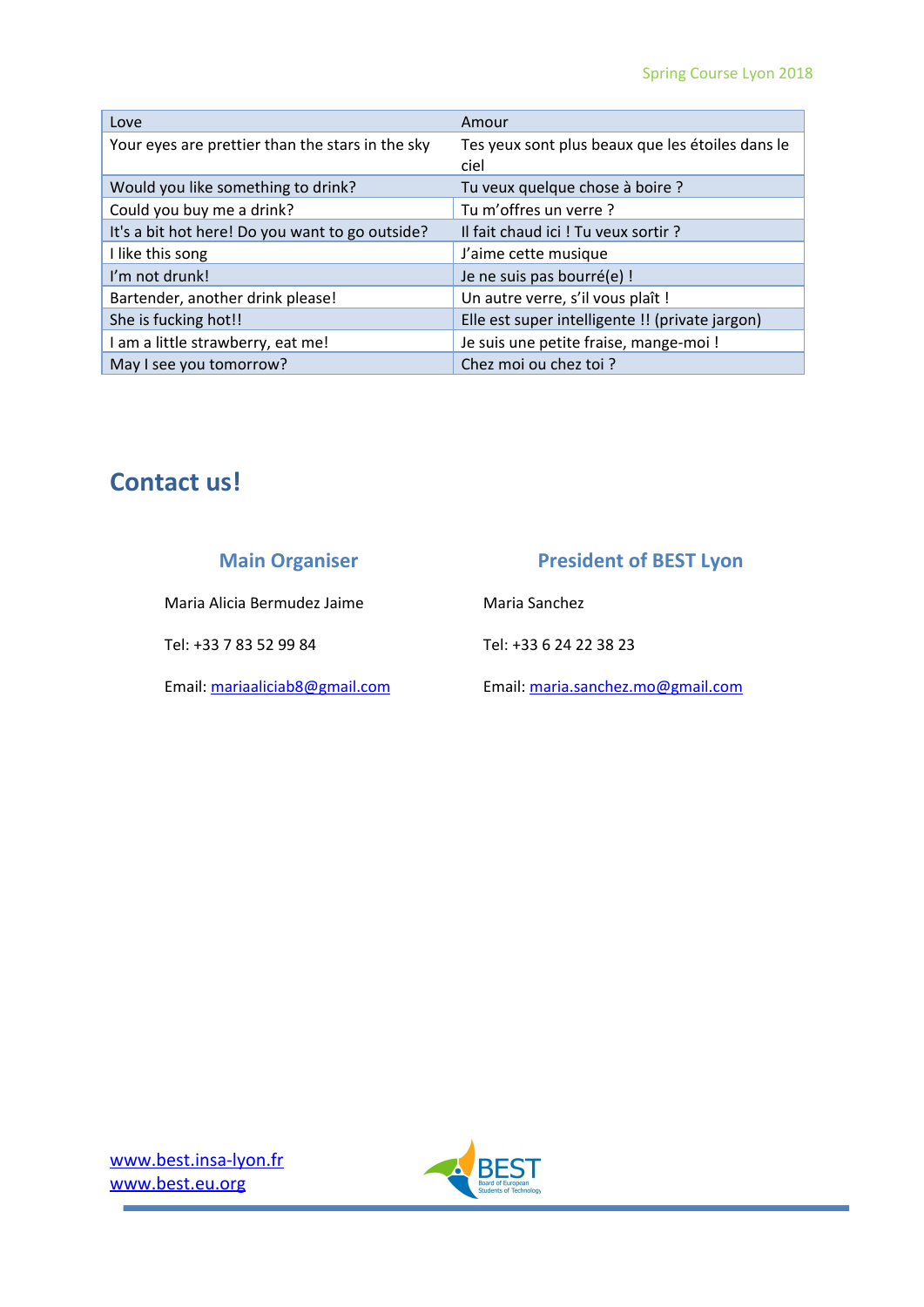| | |
|---|---|
| Love | Amour |
| Your eyes are prettier than the stars in the sky | Tes yeux sont plus beaux que les étoiles dans le ciel |
| Would you like something to drink? | Tu veux quelque chose à boire ? |
| Could you buy me a drink? | Tu m'offres un verre ? |
| It's a bit hot here! Do you want to go outside? | Il fait chaud ici ! Tu veux sortir ? |
| I like this song | J'aime cette musique |
| I'm not drunk! | Je ne suis pas bourré(e) ! |
| Bartender, another drink please! | Un autre verre, s'il vous plaît ! |
| She is fucking hot!! | Elle est super intelligente !! (private jargon) |
| I am a little strawberry, eat me! | Je suis une petite fraise, mange-moi ! |
| May I see you tomorrow? | Chez moi ou chez toi ? |

## Contact us!

### Main Organiser

Maria Alicia Bermudez Jaime

Tel: +33 7 83 52 99 84

Email: mariaaliciab8@gmail.com

### President of BEST Lyon

Maria Sanchez

Tel: +33 6 24 22 38 23

Email: maria.sanchez.mo@gmail.com

www.best.insa-lyon.fr
www.best.eu.org

BEST Board of European Students of Technology